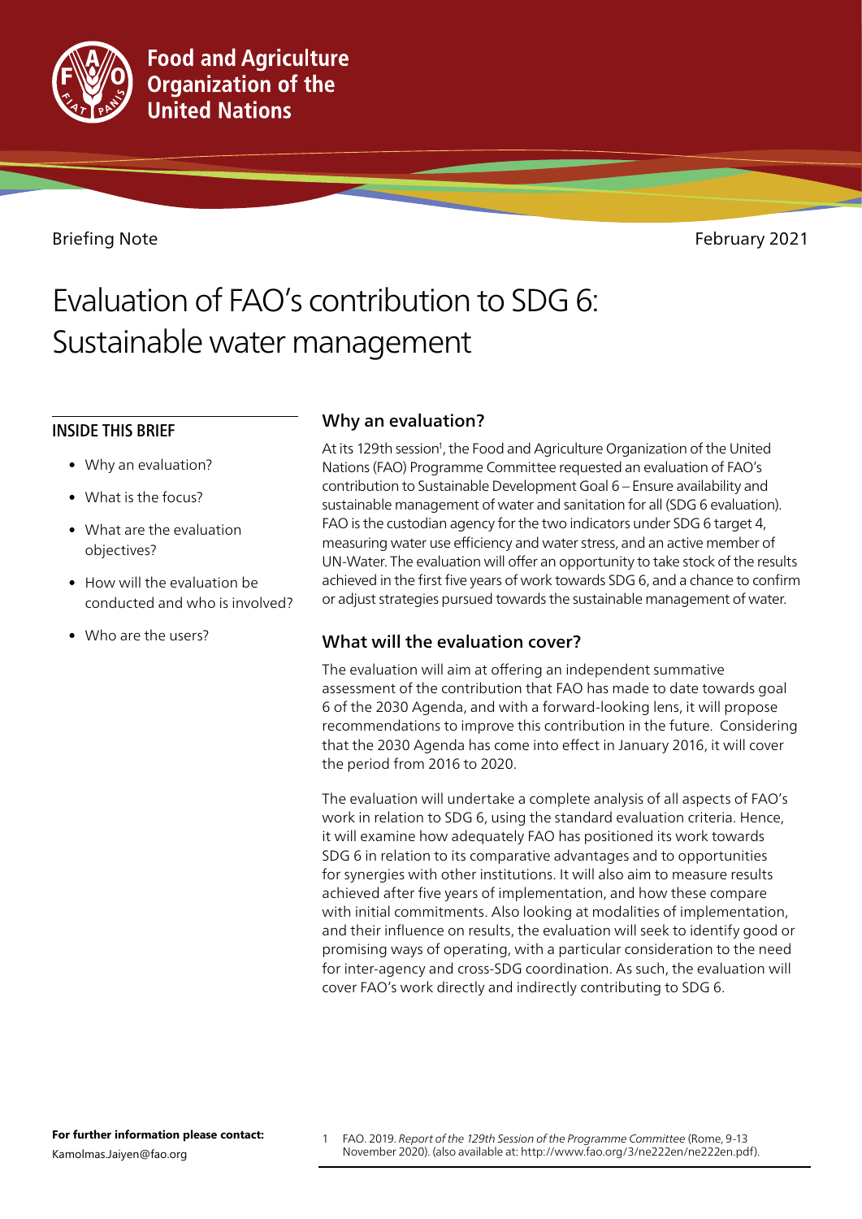Food and Agriculture Organization of the United Nations

Briefing Note

February 2021

# Evaluation of FAO's contribution to SDG 6: Sustainable water management

## INSIDE THIS BRIEF

- Why an evaluation?
- What is the focus?
- What are the evaluation objectives?
- How will the evaluation be conducted and who is involved?
- Who are the users?

## Why an evaluation?

At its 129th session[1], the Food and Agriculture Organization of the United Nations (FAO) Programme Committee requested an evaluation of FAO's contribution to Sustainable Development Goal 6 – Ensure availability and sustainable management of water and sanitation for all (SDG 6 evaluation). FAO is the custodian agency for the two indicators under SDG 6 target 4, measuring water use efficiency and water stress, and an active member of UN-Water. The evaluation will offer an opportunity to take stock of the results achieved in the first five years of work towards SDG 6, and a chance to confirm or adjust strategies pursued towards the sustainable management of water.

## What will the evaluation cover?

The evaluation will aim at offering an independent summative assessment of the contribution that FAO has made to date towards goal 6 of the 2030 Agenda, and with a forward-looking lens, it will propose recommendations to improve this contribution in the future. Considering that the 2030 Agenda has come into effect in January 2016, it will cover the period from 2016 to 2020.

The evaluation will undertake a complete analysis of all aspects of FAO's work in relation to SDG 6, using the standard evaluation criteria. Hence, it will examine how adequately FAO has positioned its work towards SDG 6 in relation to its comparative advantages and to opportunities for synergies with other institutions. It will also aim to measure results achieved after five years of implementation, and how these compare with initial commitments. Also looking at modalities of implementation, and their influence on results, the evaluation will seek to identify good or promising ways of operating, with a particular consideration to the need for inter-agency and cross-SDG coordination. As such, the evaluation will cover FAO's work directly and indirectly contributing to SDG 6.

**For further information please contact:**
Kamolmas.Jaiyen@fao.org

1 FAO. 2019. *Report of the 129th Session of the Programme Committee* (Rome, 9-13 November 2020). (also available at: http://www.fao.org/3/ne222en/ne222en.pdf).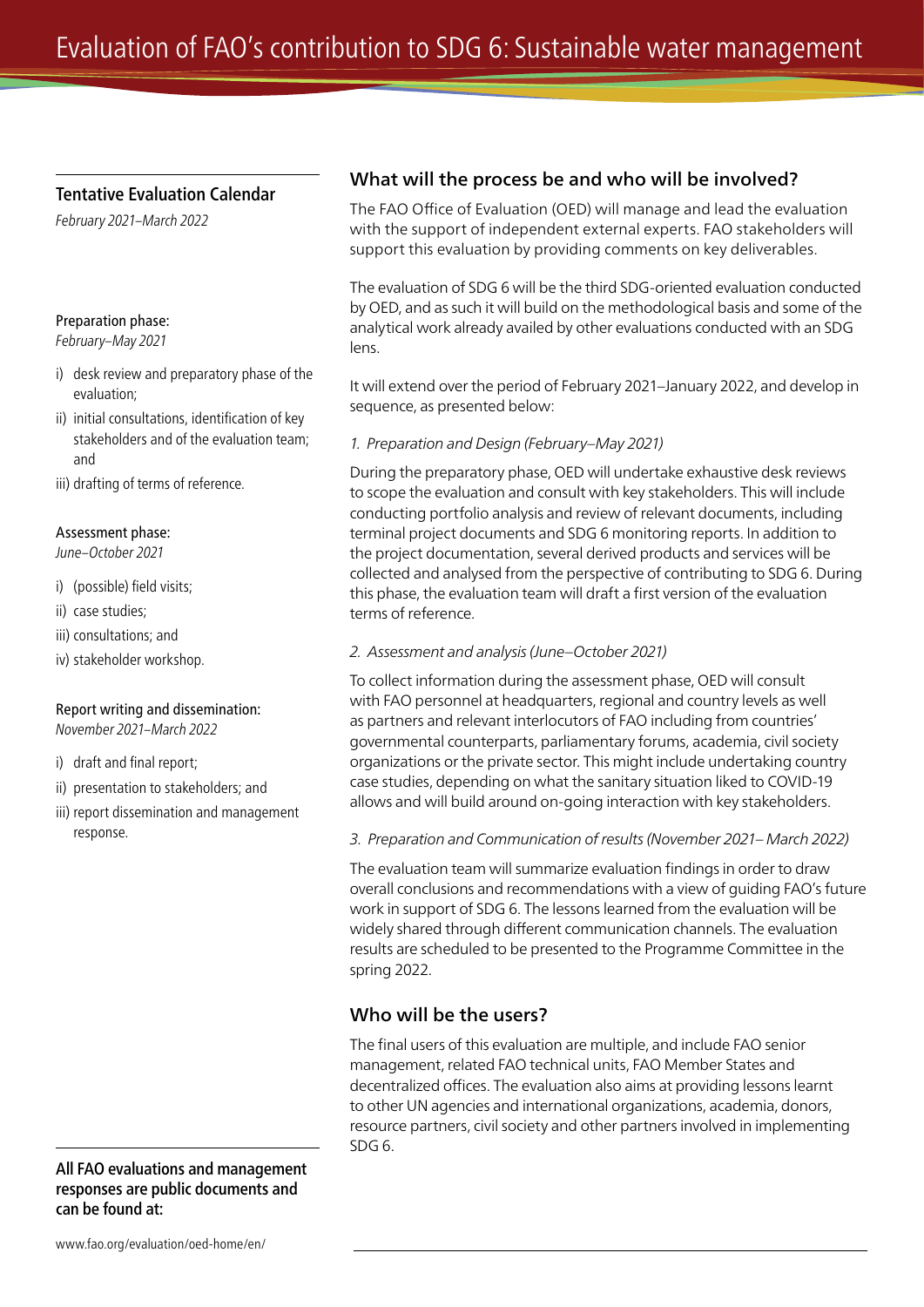# Evaluation of FAO's contribution to SDG 6: Sustainable water management

## Tentative Evaluation Calendar

*February 2021–March 2022*

**Preparation phase:**
*February–May 2021*

i) desk review and preparatory phase of the evaluation;
ii) initial consultations, identification of key stakeholders and of the evaluation team; and
iii) drafting of terms of reference.

**Assessment phase:**
*June–October 2021*

i) (possible) field visits;
ii) case studies;
iii) consultations; and
iv) stakeholder workshop.

**Report writing and dissemination:**
*November 2021–March 2022*

i) draft and final report;
ii) presentation to stakeholders; and
iii) report dissemination and management response.

## What will the process be and who will be involved?

The FAO Office of Evaluation (OED) will manage and lead the evaluation with the support of independent external experts. FAO stakeholders will support this evaluation by providing comments on key deliverables.

The evaluation of SDG 6 will be the third SDG-oriented evaluation conducted by OED, and as such it will build on the methodological basis and some of the analytical work already availed by other evaluations conducted with an SDG lens.

It will extend over the period of February 2021–January 2022, and develop in sequence, as presented below:

*1. Preparation and Design (February–May 2021)*

During the preparatory phase, OED will undertake exhaustive desk reviews to scope the evaluation and consult with key stakeholders. This will include conducting portfolio analysis and review of relevant documents, including terminal project documents and SDG 6 monitoring reports. In addition to the project documentation, several derived products and services will be collected and analysed from the perspective of contributing to SDG 6. During this phase, the evaluation team will draft a first version of the evaluation terms of reference.

*2. Assessment and analysis (June–October 2021)*

To collect information during the assessment phase, OED will consult with FAO personnel at headquarters, regional and country levels as well as partners and relevant interlocutors of FAO including from countries' governmental counterparts, parliamentary forums, academia, civil society organizations or the private sector. This might include undertaking country case studies, depending on what the sanitary situation liked to COVID-19 allows and will build around on-going interaction with key stakeholders.

*3. Preparation and Communication of results (November 2021– March 2022)*

The evaluation team will summarize evaluation findings in order to draw overall conclusions and recommendations with a view of guiding FAO's future work in support of SDG 6. The lessons learned from the evaluation will be widely shared through different communication channels. The evaluation results are scheduled to be presented to the Programme Committee in the spring 2022.

## Who will be the users?

The final users of this evaluation are multiple, and include FAO senior management, related FAO technical units, FAO Member States and decentralized offices. The evaluation also aims at providing lessons learnt to other UN agencies and international organizations, academia, donors, resource partners, civil society and other partners involved in implementing SDG 6.

**All FAO evaluations and management responses are public documents and can be found at:**

www.fao.org/evaluation/oed-home/en/